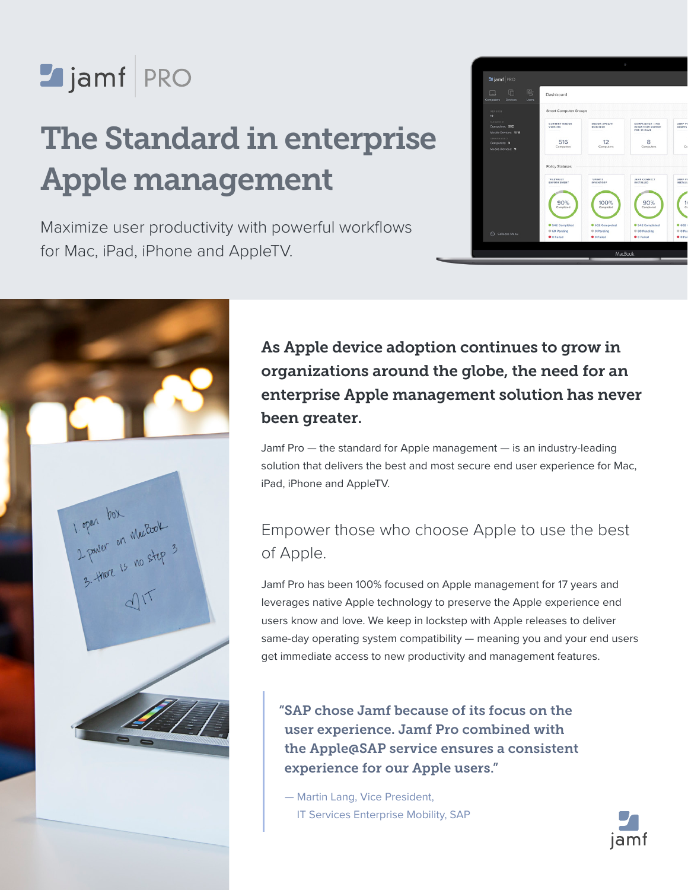jamf | PRO

# The Standard in enterprise Apple management

Maximize user productivity with powerful workflows for Mac, iPad, iPhone and AppleTV.

## As Apple device adoption continues to grow in organizations around the globe, the need for an enterprise Apple management solution has never been greater.

Jamf Pro — the standard for Apple management — is an industry-leading solution that delivers the best and most secure end user experience for Mac, iPad, iPhone and AppleTV.

### Empower those who choose Apple to use the best of Apple.

Jamf Pro has been 100% focused on Apple management for 17 years and leverages native Apple technology to preserve the Apple experience end users know and love. We keep in lockstep with Apple releases to deliver same-day operating system compatibility — meaning you and your end users get immediate access to new productivity and management features.

> **"SAP chose Jamf because of its focus on the user experience. Jamf Pro combined with the Apple@SAP service ensures a consistent experience for our Apple users."**
>
> — Martin Lang, Vice President,
> IT Services Enterprise Mobility, SAP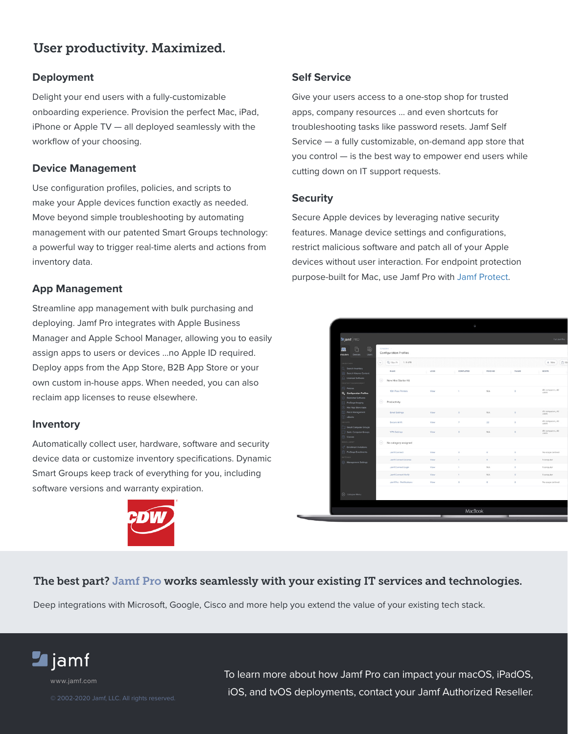# User productivity. Maximized.

## Deployment

Delight your end users with a fully-customizable onboarding experience. Provision the perfect Mac, iPad, iPhone or Apple TV — all deployed seamlessly with the workflow of your choosing.

## Device Management

Use configuration profiles, policies, and scripts to make your Apple devices function exactly as needed. Move beyond simple troubleshooting by automating management with our patented Smart Groups technology: a powerful way to trigger real-time alerts and actions from inventory data.

## App Management

Streamline app management with bulk purchasing and deploying. Jamf Pro integrates with Apple Business Manager and Apple School Manager, allowing you to easily assign apps to users or devices ...no Apple ID required. Deploy apps from the App Store, B2B App Store or your own custom in-house apps. When needed, you can also reclaim app licenses to reuse elsewhere.

## Inventory

Automatically collect user, hardware, software and security device data or customize inventory specifications. Dynamic Smart Groups keep track of everything for you, including software versions and warranty expiration.

## Self Service

Give your users access to a one-stop shop for trusted apps, company resources ... and even shortcuts for troubleshooting tasks like password resets. Jamf Self Service — a fully customizable, on-demand app store that you control — is the best way to empower end users while cutting down on IT support requests.

## Security

Secure Apple devices by leveraging native security features. Manage device settings and configurations, restrict malicious software and patch all of your Apple devices without user interaction. For endpoint protection purpose-built for Mac, use Jamf Pro with Jamf Protect.

**The best part? Jamf Pro works seamlessly with your existing IT services and technologies.**

Deep integrations with Microsoft, Google, Cisco and more help you extend the value of your existing tech stack.

jamf

www.jamf.com

© 2002-2020 Jamf, LLC. All rights reserved.

To learn more about how Jamf Pro can impact your macOS, iPadOS, iOS, and tvOS deployments, contact your Jamf Authorized Reseller.